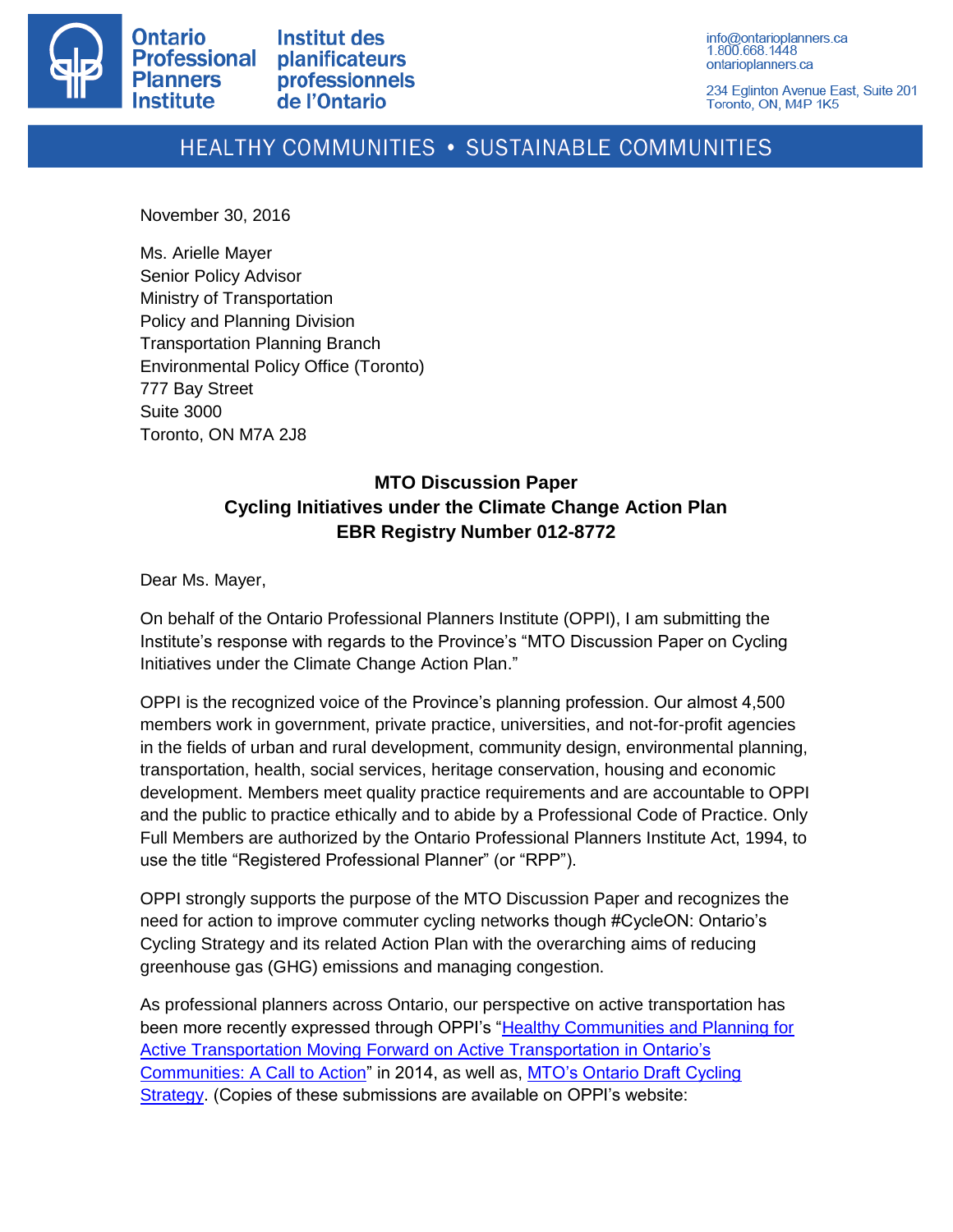Ontario Professional Planners Institute

Institut des planificateurs professionnels de l'Ontario

info@ontarioplanners.ca
1.800.668.1448
ontarioplanners.ca

234 Eglinton Avenue East, Suite 201
Toronto, ON, M4P 1K5

HEALTHY COMMUNITIES • SUSTAINABLE COMMUNITIES

November 30, 2016

Ms. Arielle Mayer
Senior Policy Advisor
Ministry of Transportation
Policy and Planning Division
Transportation Planning Branch
Environmental Policy Office (Toronto)
777 Bay Street
Suite 3000
Toronto, ON M7A 2J8

**MTO Discussion Paper**
**Cycling Initiatives under the Climate Change Action Plan**
**EBR Registry Number 012-8772**

Dear Ms. Mayer,

On behalf of the Ontario Professional Planners Institute (OPPI), I am submitting the Institute's response with regards to the Province's "MTO Discussion Paper on Cycling Initiatives under the Climate Change Action Plan."

OPPI is the recognized voice of the Province's planning profession. Our almost 4,500 members work in government, private practice, universities, and not-for-profit agencies in the fields of urban and rural development, community design, environmental planning, transportation, health, social services, heritage conservation, housing and economic development. Members meet quality practice requirements and are accountable to OPPI and the public to practice ethically and to abide by a Professional Code of Practice. Only Full Members are authorized by the Ontario Professional Planners Institute Act, 1994, to use the title "Registered Professional Planner" (or "RPP").

OPPI strongly supports the purpose of the MTO Discussion Paper and recognizes the need for action to improve commuter cycling networks though #CycleON: Ontario's Cycling Strategy and its related Action Plan with the overarching aims of reducing greenhouse gas (GHG) emissions and managing congestion.

As professional planners across Ontario, our perspective on active transportation has been more recently expressed through OPPI's "Healthy Communities and Planning for Active Transportation Moving Forward on Active Transportation in Ontario's Communities: A Call to Action" in 2014, as well as, MTO's Ontario Draft Cycling Strategy. (Copies of these submissions are available on OPPI's website: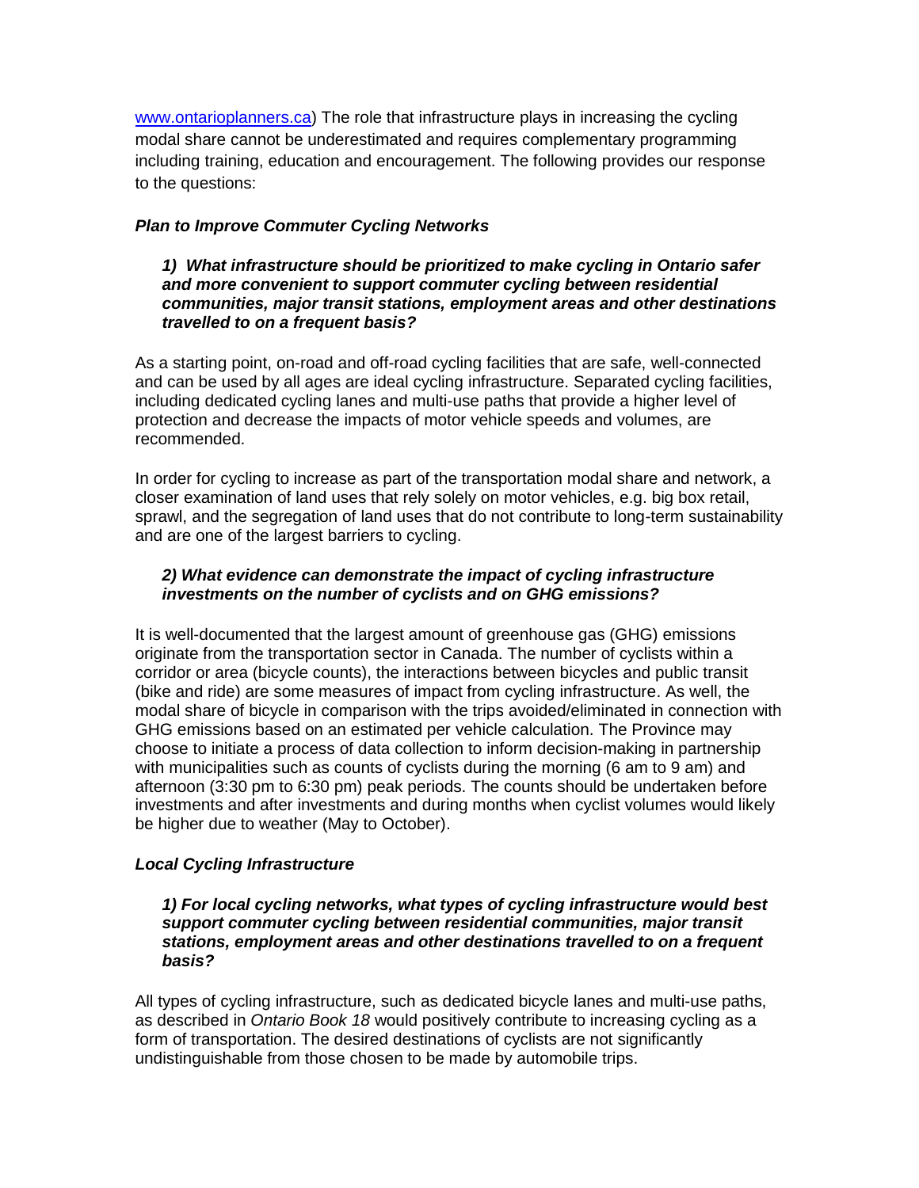www.ontarioplanners.ca) The role that infrastructure plays in increasing the cycling modal share cannot be underestimated and requires complementary programming including training, education and encouragement. The following provides our response to the questions:

### *Plan to Improve Commuter Cycling Networks*

***1) What infrastructure should be prioritized to make cycling in Ontario safer and more convenient to support commuter cycling between residential communities, major transit stations, employment areas and other destinations travelled to on a frequent basis?***

As a starting point, on-road and off-road cycling facilities that are safe, well-connected and can be used by all ages are ideal cycling infrastructure. Separated cycling facilities, including dedicated cycling lanes and multi-use paths that provide a higher level of protection and decrease the impacts of motor vehicle speeds and volumes, are recommended.

In order for cycling to increase as part of the transportation modal share and network, a closer examination of land uses that rely solely on motor vehicles, e.g. big box retail, sprawl, and the segregation of land uses that do not contribute to long-term sustainability and are one of the largest barriers to cycling.

***2) What evidence can demonstrate the impact of cycling infrastructure investments on the number of cyclists and on GHG emissions?***

It is well-documented that the largest amount of greenhouse gas (GHG) emissions originate from the transportation sector in Canada. The number of cyclists within a corridor or area (bicycle counts), the interactions between bicycles and public transit (bike and ride) are some measures of impact from cycling infrastructure. As well, the modal share of bicycle in comparison with the trips avoided/eliminated in connection with GHG emissions based on an estimated per vehicle calculation. The Province may choose to initiate a process of data collection to inform decision-making in partnership with municipalities such as counts of cyclists during the morning (6 am to 9 am) and afternoon (3:30 pm to 6:30 pm) peak periods. The counts should be undertaken before investments and after investments and during months when cyclist volumes would likely be higher due to weather (May to October).

### *Local Cycling Infrastructure*

***1) For local cycling networks, what types of cycling infrastructure would best support commuter cycling between residential communities, major transit stations, employment areas and other destinations travelled to on a frequent basis?***

All types of cycling infrastructure, such as dedicated bicycle lanes and multi-use paths, as described in *Ontario Book 18* would positively contribute to increasing cycling as a form of transportation. The desired destinations of cyclists are not significantly undistinguishable from those chosen to be made by automobile trips.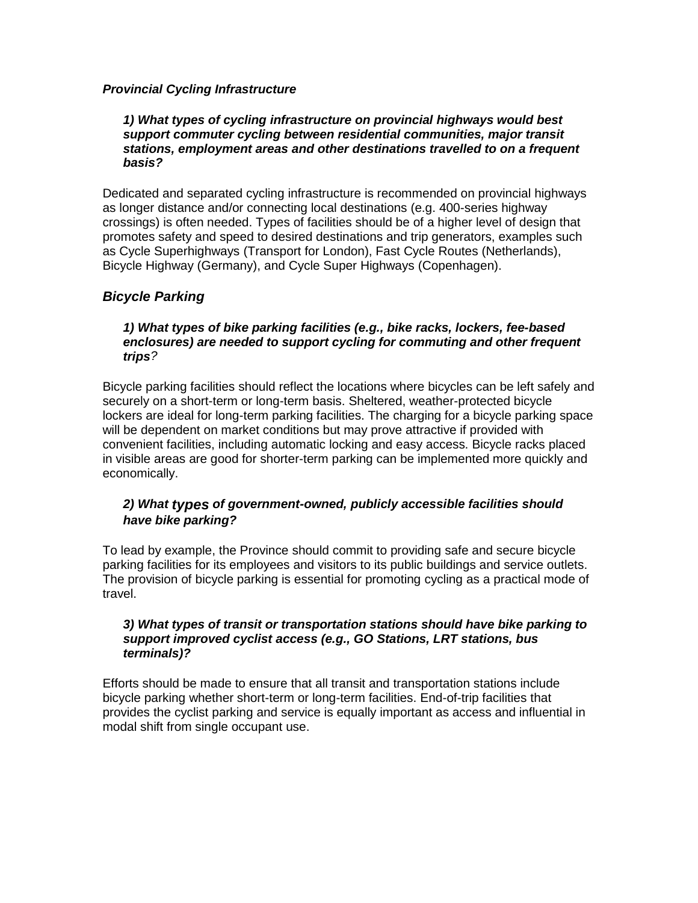***Provincial Cycling Infrastructure***

***1) What types of cycling infrastructure on provincial highways would best support commuter cycling between residential communities, major transit stations, employment areas and other destinations travelled to on a frequent basis?***

Dedicated and separated cycling infrastructure is recommended on provincial highways as longer distance and/or connecting local destinations (e.g. 400-series highway crossings) is often needed. Types of facilities should be of a higher level of design that promotes safety and speed to desired destinations and trip generators, examples such as Cycle Superhighways (Transport for London), Fast Cycle Routes (Netherlands), Bicycle Highway (Germany), and Cycle Super Highways (Copenhagen).

## *Bicycle Parking*

***1) What types of bike parking facilities (e.g., bike racks, lockers, fee-based enclosures) are needed to support cycling for commuting and other frequent trips****?*

Bicycle parking facilities should reflect the locations where bicycles can be left safely and securely on a short-term or long-term basis. Sheltered, weather-protected bicycle lockers are ideal for long-term parking facilities. The charging for a bicycle parking space will be dependent on market conditions but may prove attractive if provided with convenient facilities, including automatic locking and easy access. Bicycle racks placed in visible areas are good for shorter-term parking can be implemented more quickly and economically.

***2) What types of government-owned, publicly accessible facilities should have bike parking?***

To lead by example, the Province should commit to providing safe and secure bicycle parking facilities for its employees and visitors to its public buildings and service outlets. The provision of bicycle parking is essential for promoting cycling as a practical mode of travel.

***3) What types of transit or transportation stations should have bike parking to support improved cyclist access (e.g., GO Stations, LRT stations, bus terminals)?***

Efforts should be made to ensure that all transit and transportation stations include bicycle parking whether short-term or long-term facilities. End-of-trip facilities that provides the cyclist parking and service is equally important as access and influential in modal shift from single occupant use.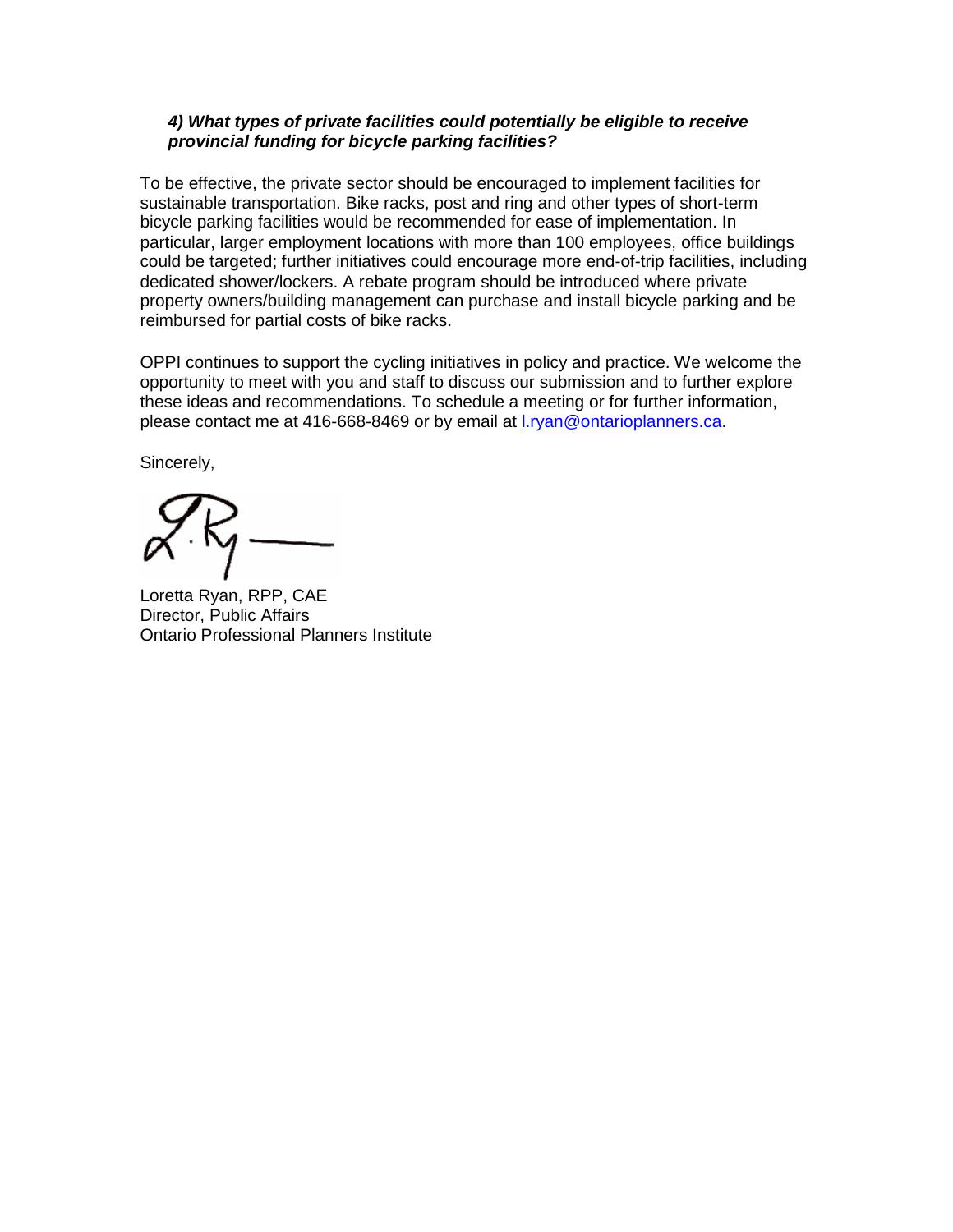***4) What types of private facilities could potentially be eligible to receive provincial funding for bicycle parking facilities?***

To be effective, the private sector should be encouraged to implement facilities for sustainable transportation. Bike racks, post and ring and other types of short-term bicycle parking facilities would be recommended for ease of implementation. In particular, larger employment locations with more than 100 employees, office buildings could be targeted; further initiatives could encourage more end-of-trip facilities, including dedicated shower/lockers. A rebate program should be introduced where private property owners/building management can purchase and install bicycle parking and be reimbursed for partial costs of bike racks.

OPPI continues to support the cycling initiatives in policy and practice. We welcome the opportunity to meet with you and staff to discuss our submission and to further explore these ideas and recommendations. To schedule a meeting or for further information, please contact me at 416-668-8469 or by email at l.ryan@ontarioplanners.ca.

Sincerely,

Loretta Ryan, RPP, CAE
Director, Public Affairs
Ontario Professional Planners Institute